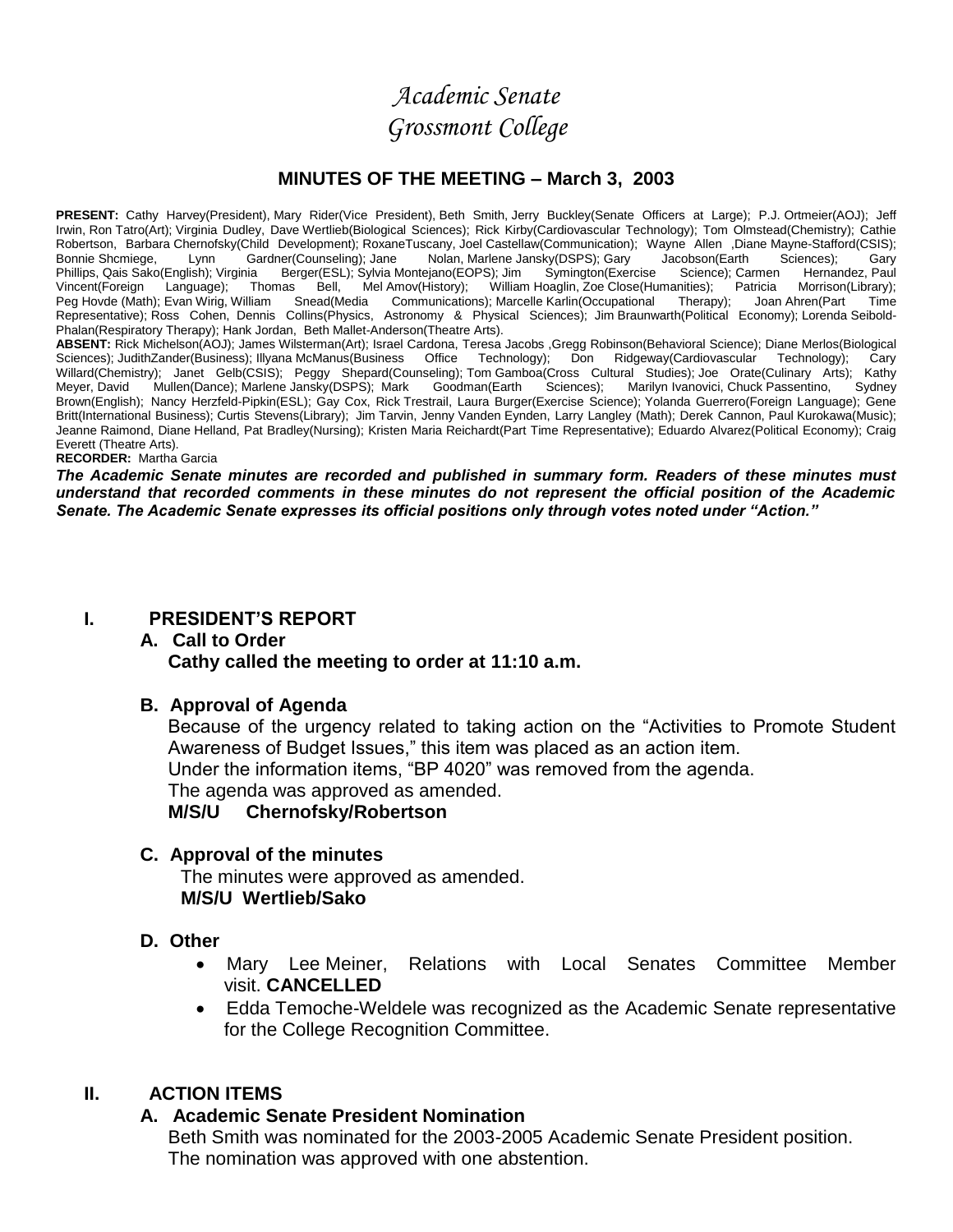# *Academic Senate*
# *Grossmont College*

## MINUTES OF THE MEETING – March 3, 2003

**PRESENT:** Cathy Harvey(President), Mary Rider(Vice President), Beth Smith, Jerry Buckley(Senate Officers at Large); P.J. Ortmeier(AOJ); Jeff Irwin, Ron Tatro(Art); Virginia Dudley, Dave Wertlieb(Biological Sciences); Rick Kirby(Cardiovascular Technology); Tom Olmstead(Chemistry); Cathie Robertson, Barbara Chernofsky(Child Development); RoxaneTuscany, Joel Castellaw(Communication); Wayne Allen ,Diane Mayne-Stafford(CSIS); Bonnie Shcmiege, Lynn Gardner(Counseling); Jane Nolan, Marlene Jansky(DSPS); Gary Jacobson(Earth Sciences); Gary Phillips, Qais Sako(English); Virginia Berger(ESL); Sylvia Montejano(EOPS); Jim Symington(Exercise Science); Carmen Hernandez, Paul Vincent(Foreign Language); Thomas Bell, Mel Amov(History); William Hoaglin, Zoe Close(Humanities); Patricia Morrison(Library); Peg Hovde (Math); Evan Wirig, William Snead(Media Communications); Marcelle Karlin(Occupational Therapy); Joan Ahren(Part Time Representative); Ross Cohen, Dennis Collins(Physics, Astronomy & Physical Sciences); Jim Braunwarth(Political Economy); Lorenda Seibold-Phalan(Respiratory Therapy); Hank Jordan, Beth Mallet-Anderson(Theatre Arts).

**ABSENT:** Rick Michelson(AOJ); James Wilsterman(Art); Israel Cardona, Teresa Jacobs ,Gregg Robinson(Behavioral Science); Diane Merlos(Biological Sciences); JudithZander(Business); Illyana McManus(Business Office Technology); Don Ridgeway(Cardiovascular Technology); Cary Willard(Chemistry); Janet Gelb(CSIS); Peggy Shepard(Counseling); Tom Gamboa(Cross Cultural Studies); Joe Orate(Culinary Arts); Kathy Meyer, David Mullen(Dance); Marlene Jansky(DSPS); Mark Goodman(Earth Sciences); Marilyn Ivanovici, Chuck Passentino, Sydney Brown(English); Nancy Herzfeld-Pipkin(ESL); Gay Cox, Rick Trestrail, Laura Burger(Exercise Science); Yolanda Guerrero(Foreign Language); Gene Britt(International Business); Curtis Stevens(Library); Jim Tarvin, Jenny Vanden Eynden, Larry Langley (Math); Derek Cannon, Paul Kurokawa(Music); Jeanne Raimond, Diane Helland, Pat Bradley(Nursing); Kristen Maria Reichardt(Part Time Representative); Eduardo Alvarez(Political Economy); Craig Everett (Theatre Arts).

**RECORDER:** Martha Garcia

***The Academic Senate minutes are recorded and published in summary form. Readers of these minutes must understand that recorded comments in these minutes do not represent the official position of the Academic Senate. The Academic Senate expresses its official positions only through votes noted under "Action."***

### I. PRESIDENT'S REPORT

**A. Call to Order**

**Cathy called the meeting to order at 11:10 a.m.**

**B. Approval of Agenda**

Because of the urgency related to taking action on the "Activities to Promote Student Awareness of Budget Issues," this item was placed as an action item.
Under the information items, "BP 4020" was removed from the agenda.
The agenda was approved as amended.
**M/S/U Chernofsky/Robertson**

**C. Approval of the minutes**

The minutes were approved as amended.
**M/S/U Wertlieb/Sako**

**D. Other**

- Mary Lee Meiner, Relations with Local Senates Committee Member visit. **CANCELLED**
- Edda Temoche-Weldele was recognized as the Academic Senate representative for the College Recognition Committee.

### II. ACTION ITEMS

**A. Academic Senate President Nomination**

Beth Smith was nominated for the 2003-2005 Academic Senate President position.
The nomination was approved with one abstention.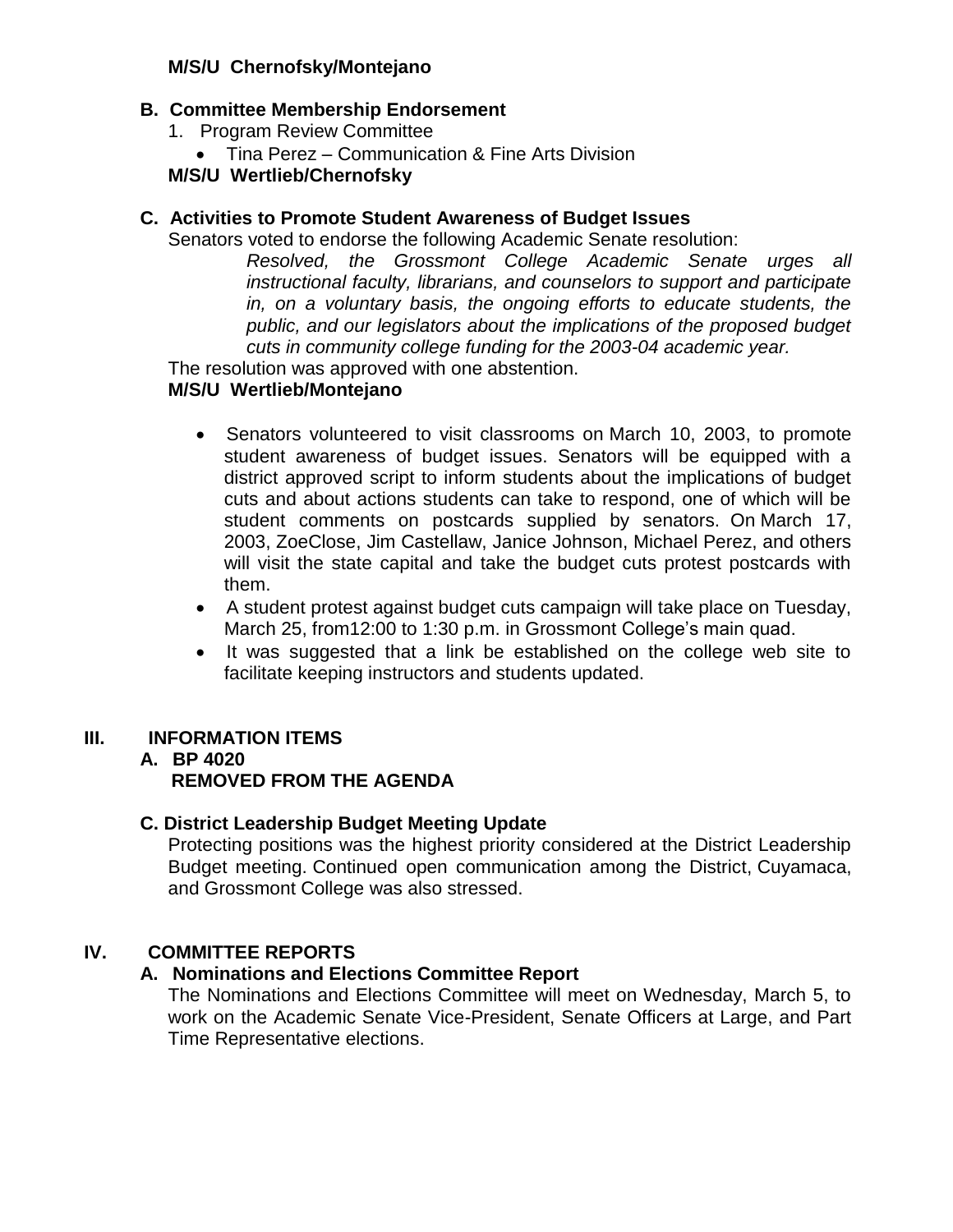**M/S/U Chernofsky/Montejano**

**B. Committee Membership Endorsement**

1. Program Review Committee
   - Tina Perez – Communication & Fine Arts Division

**M/S/U Wertlieb/Chernofsky**

**C. Activities to Promote Student Awareness of Budget Issues**

Senators voted to endorse the following Academic Senate resolution:

> *Resolved, the Grossmont College Academic Senate urges all instructional faculty, librarians, and counselors to support and participate in, on a voluntary basis, the ongoing efforts to educate students, the public, and our legislators about the implications of the proposed budget cuts in community college funding for the 2003-04 academic year.*

The resolution was approved with one abstention.

**M/S/U Wertlieb/Montejano**

- Senators volunteered to visit classrooms on March 10, 2003, to promote student awareness of budget issues. Senators will be equipped with a district approved script to inform students about the implications of budget cuts and about actions students can take to respond, one of which will be student comments on postcards supplied by senators. On March 17, 2003, ZoeClose, Jim Castellaw, Janice Johnson, Michael Perez, and others will visit the state capital and take the budget cuts protest postcards with them.
- A student protest against budget cuts campaign will take place on Tuesday, March 25, from12:00 to 1:30 p.m. in Grossmont College's main quad.
- It was suggested that a link be established on the college web site to facilitate keeping instructors and students updated.

## III. INFORMATION ITEMS

**A. BP 4020**
**REMOVED FROM THE AGENDA**

**C. District Leadership Budget Meeting Update**

Protecting positions was the highest priority considered at the District Leadership Budget meeting. Continued open communication among the District, Cuyamaca, and Grossmont College was also stressed.

## IV. COMMITTEE REPORTS

**A. Nominations and Elections Committee Report**

The Nominations and Elections Committee will meet on Wednesday, March 5, to work on the Academic Senate Vice-President, Senate Officers at Large, and Part Time Representative elections.